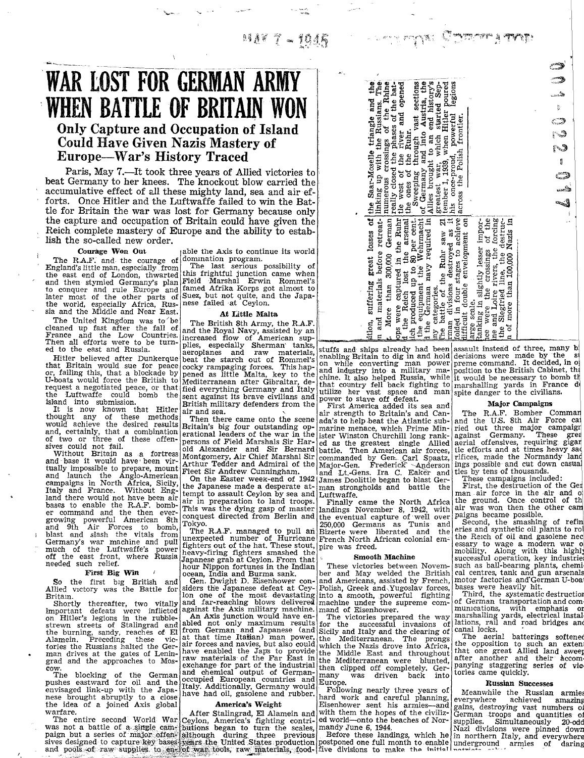# WAR LOST FOR GERMAN ARMY WHEN BATTLE OF BRITAIN WON

## Only Capture and Occupation of Island Could Have Given Nazis Mastery of Europe—War's History Traced

Paris, May 7.—It took three years of Allied victories to beat Germany to her knees. The knockout blow carried the accumulative effect of all these mighty land, sea and air efforts. Once Hitler and the Luftwaffe failed to win the Battle for Britain the war was lost for Germany because only the capture and occupation of Britain could have given the Reich complete mastery of Europe and the ability to establish the so-called new order.

### Courage Won Out

The R.A.F. and the courage of England's little man, especially from the east end of London, thwarted and then stymied Germany's plan to conquer and rule Europe and later most of the other parts of the world, especially Africa, Russia and the Middle and Near East.

The United Kingdom was to be cleaned up fast after the fall of France and the Low Countries. Then all efforts were to be turned to the east and Russia.

Hitler believed after Dunkerque that Britain would sue for peace or, failing this, that a blockade by U-boats would force the British to request a negotiated peace, or that the Luftwaffe could bomb the island into submission.

It is now known that Hitler thought any of these methods would achieve the desired results and, certainly, that a combination of two or three of these offensives could not fail.

Without Britain as a fortress and base it would have been virtually impossible to prepare, mount and launch the Anglo-American campaigns in North Africa, Sicily, Italy and France. Without England there would not have been air bases to enable the R.A.F. bomber command and the then ever-growing powerful American 8th and 9th Air Forces to bomb, blast and slash the vitals from Germany's war machine and pull much of the Luftwaffe's power off the east front, where Russia needed such relief.

### First Big Win

So the first big British and Allied victory was the Battle for Britain.

Shortly thereafter, two vitally important defeats were inflicted on Hitler's legions in the rubble-strewn streets of Stalingrad and the burning, sandy, reaches of El Alamein. Preceding these victories the Russians halted the German drives at the gates of Leningrad and the approaches to Moscow.

The blocking of the German pushes eastward for oil and the envisaged link-up with the Japanese brought abruptly to a close the idea of a joined Axis global warfare.

The entire second World War was not a battle of a single campaign but a series of major offensives designed to capture key bases and pools of raw supplies to enable the Axis to continue its world domination program.

The last serious possibility of this frightful junction came when Field Marshal Erwin Rommel's famed Afrika Korps got almost to Suez, but not quite, and the Japanese failed at Ceylon.

### At Little Malta

The British 8th Army, the R.A.F. and the Royal Navy, assisted by an increased flow of American supplies, especially Sherman tanks, aeroplanes and raw materials, beat the starch out of Rommel's cocky rampaging forces. This happened as little Malta, key to the Mediterranean after Gibraltar, defied everything Germany and Italy sent against its brave civilians and British military defenders from the air and sea.

Then there came onto the scene Britain's big four outstanding operational leaders of the war in the persons of Field Marshals Sir Harold Alexander and Sir Bernard Montgomery, Air Chief Marshal Sir Arthur Tedder and Admiral of the Fleet Sir Andrew Cunningham.

On the Easter week-end of 1942 the Japanese made a desperate attempt to assault Ceylon by sea and air in preparation to land troops. This was the dying gasp of master conquest directed from Berlin and Tokyo.

The R.A.F. managed to pull an unexpected number of Hurricane fighters out of the hat. These stout, heavy-firing fighters smashed the Japanese grab at Ceylon. From that hour Nippon fortunes in the Indian ocean, India and Burma sank.

Gen. Dwight D. Eisenhower considers the Japanese defeat at Ceylon one of the most devastating and far-reaching blows delivered against the Axis military machine.

An Axis junction would have enabled not only maximum results from German and Japanese (and at that time Italian) man power, air forces and navies, but also could have enabled the Japs to provide raw materials of the Far East in exchange for part of the industrial and chemical output of German-occupied European countries and Italy. Additionally, Germany would have had oil, gasolene and rubber.

### America's Weight

After Stalingrad, El Alamein and Ceylon, America's fighting contributions began to turn the scales, although during three previous years the United States production of war tools, raw materials, foodstuffs and ships already had been enabling Britain to dig in and hold on while converting man power and industry into a military machine. It also helped Russia, while that country fell back fighting to utilize her vast space and man power to stave off defeat.

First America added its sea and air strength to Britain's and Canada's to help beat the Atlantic submarine menace, which Prime Minister Winston Churchill long ranked as the greatest single Allied battle. Then American air forces, commanded by Gen. Carl Spaatz, Major-Gen. Frederick Anderson and Lt.-Gens. Ira C. Eaker and James Doolittle began to blast German strongholds and battle the Luftwaffe.

Finally came the North Africa landings November 8, 1942, with the eventual capture of well over 250,000 Germans as Tunis and Bizerte were liberated and the French North African colonial empire was freed.

### Smooth Machine

These victories between November and May welded the British and Americans, assisted by French, Polish, Greek and Yugoslav forces, into a smooth, powerful fighting machine under the supreme command of Eisenhower.

The victories prepared the way for the successful invasions of Sicily and Italy and the clearing of the Mediterranean. The prongs which the Nazis drove into Africa, the Middle East and throughout the Mediterranean were blunted, then clipped off completely. Germany was driven back into Europe.

Following nearly three years of hard work and careful planning, Eisenhower sent his armies—and with them the hopes of the civilized world—onto the beaches of Normandy June 6, 1944.

Before these landings, which he postponed one full month to enable five divisions to make the initial assault instead of three, many b[ig] decisions were made by the supreme command. It decided, in o[p]position to the British Cabinet, tha[t] it would be necessary to bomb th[e] marshalling yards in France d[e]spite danger to the civilians.

### Major Campaigns

The R.A.F. Bomber Comman[d] and the U.S. 8th Air Force ca[r]ried out three major campaign[s] against Germany. These grea[t] aerial offensives, requiring gigan[]tic efforts and at times heavy sac[]rifices, made the Normandy land[]ings possible and cut down casual[]ties by tens of thousands.

These campaigns included:

First, the destruction of the Ger[]man air force in the air and o[n] the ground. Once control of th[e] air was won then the other cam[]paigns became possible.

Second, the smashing of refin[]eries and synthetic oil plants to ro[b] the Reich of oil and gasolene nec[]essary to wage a modern war o[f] mobility. Along with this highly successful operation, key industrie[s] such as ball-bearing plants, chemi[]cal centres, tank and gun arsenals motor factories and German U-boa[t] bases were heavily hit.

Third, the systematic destructio[n] of German transportation and com[]munications, with emphasis o[n] marshalling yards, electrical instal[]lations, rail and road bridges an[d] canal locks.

The aerial batterings softene[d] the opposition to such an exten[t] that one great Allied land swee[p] after another and their accom[]panying staggering series of vic[]tories came quickly.

### Russian Successes

Meanwhile the Russian armie[s] everywhere achieved amazin[g] gains, destroying vast numbers o[f] German troops and quantities o[f] supplies. Simultaneously 20-odd Nazi divisions were pinned down in northern Italy, and everywhere underground armies of daring patriots ...

...tion, suffering great losses of [me]n and materials before retreat[ing]. More than 300,000 German [tro]ops were captured in the Ruhr [an]d the Reich lost the arsenal [wh]ich produced up to 80 per cent. [of] the equipment the Wehrmacht [an]d the German navy required in [ma]ny categories.

The battle of the Ruhr saw 21 [Ger]man divisions destroyed as it [un]folded in four stages to achieve [a] difficult double envelopment on [a] large scale.

Ranking in slightly lesser impor[ta]nce were the crossings of the the Seine and Loire rivers, the forcing [of] the Siegfried line, the destruc[tio]n of more than 100,000 Nazis in the Saar-Moselle triangle and the linking up with the Russians. The numerous crossings of the Rhine really closed the phases of the battle west of the river and opened the ones of the Ruhr.

Sweeping through vast sections of Germany and into Austria, the Allies brought to an end history's greatest war, which started September 1, 1939, when Hitler poured his once-proud, powerful legions across the Polish frontier.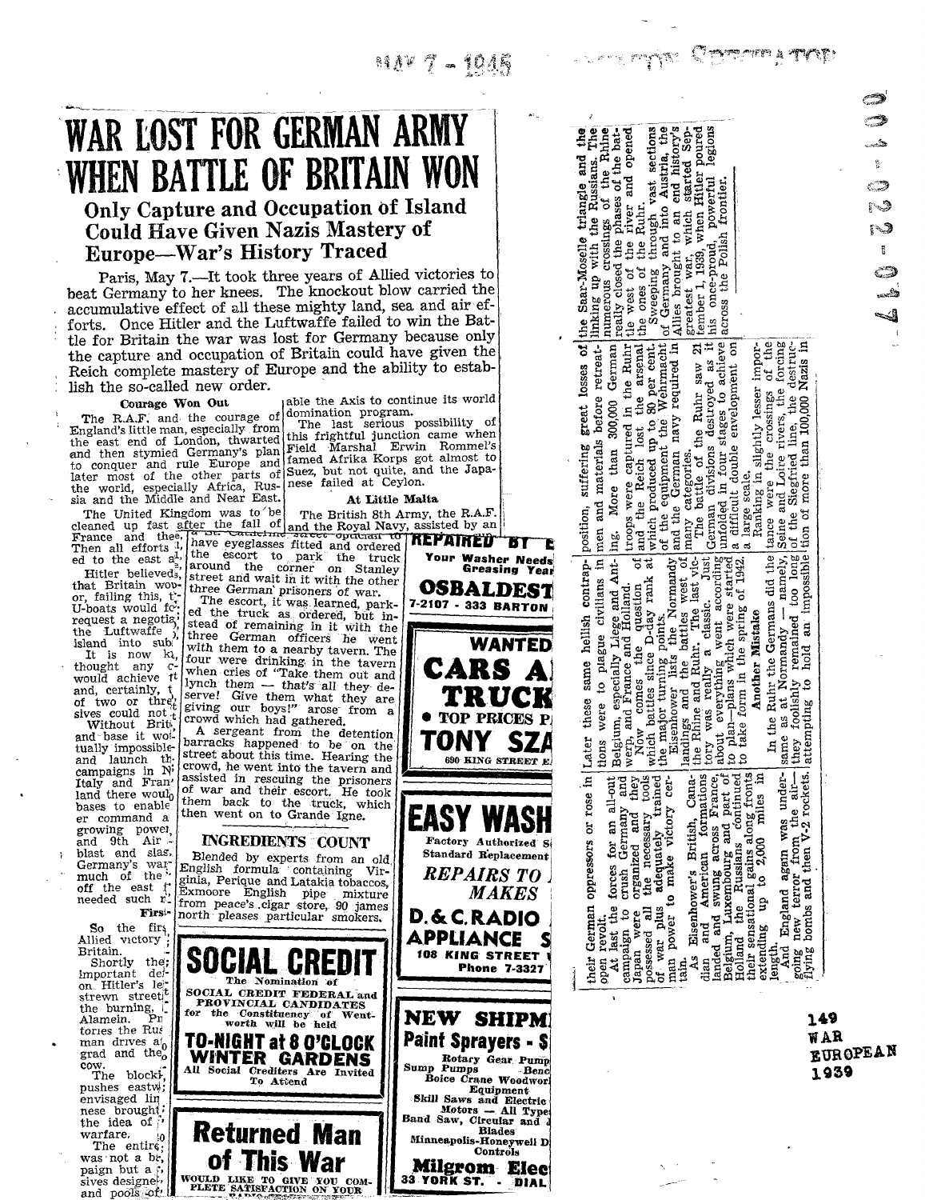MAY 7 - 1945

# WAR LOST FOR GERMAN ARMY WHEN BATTLE OF BRITAIN WON

## Only Capture and Occupation of Island Could Have Given Nazis Mastery of Europe—War's History Traced

Paris, May 7.—It took three years of Allied victories to beat Germany to her knees. The knockout blow carried the accumulative effect of all these mighty land, sea and air efforts. Once Hitler and the Luftwaffe failed to win the Battle for Britain the war was lost for Germany because only the capture and occupation of Britain could have given the Reich complete mastery of Europe and the ability to establish the so-called new order.

### Courage Won Out

The R.A.F. and the courage of England's little man, especially from the east end of London, thwarted and then stymied Germany's plan to conquer and rule Europe and later most of the other parts of the world, especially Africa, Russia and the Middle and Near East.

The United Kingdom was to be cleaned up fast after the fall of France and the[...] Then all efforts [...]ed to the east a[...]

Hitler believed[...] that Britain wo[...]or, failing this, t[...] U-boats would fo[...] request a negotia[...] the Luftwaffe [...] island into sub[...]

It is now k[...] thought any c[...] would achieve [...] and, certainly, t[...] of two or thre[...] sives could not [...]

Without Brit[...] and base it wo[...]tually impossible and launch th[...] campaigns in N[...] Italy and Fran[...] land there woul[...] bases to enable [...]er command a growing powe[...] and 9th Air [...] blast and slas[...] Germany's war[...] much of the [...] off the east f[...] needed such r[...]

### Firs[...]

So the fir[...] Allied victory [...] Britain.

Shortly the[...] important de[...] on Hitler's le[...]strewn street[...] the burning, [...] Alamein. Pr[...]tories the Rus[...]man drives a[...]grad and the[...]cow.

The blockt[...] pushes eastw[...] envisaged lin[...]nese brought[...] the idea of [...] warfare.

The entire[...] was not a b[...]paign but a [...]sives designe[...] and pools of[...]

able the Axis to continue its world domination program.

The last serious possibility of this frightful junction came when Field Marshal Erwin Rommel's famed Afrika Korps got almost to Suez, but not quite, and the Japanese failed at Ceylon.

### At Little Malta

The British 8th Army, the R.A.F. and the Royal Navy, assisted by an

their German oppressors or rose in open revolt.

At last the forces for an all-out campaign to crush Germany and Japan were organized and they possessed all the necessary tools of war plus adequately trained man power to make victory certain.

As Eisenhower's British, Canadian and American formations landed and swung across France, Belgium, Luxembourg and part of Holland the Russians continued their sensational gains along fronts extending up to 2,000 miles in length.

And England again was undergoing new terror from the air—flying bombs and then V-2 rockets. Later these same hellish contraptions were to plague civilians in Belgium, especially Liege and Antwerp, and France and Holland.

Now comes the question of which battles since D-day rank at the major turning points.

Eisenhower lists the Normandy landings and the battles west of the Rhine and Ruhr. The last victory was really a classic. Just about everything went according to plan—plans which were started to take form in the spring of 1942.

### Another Mistake

In the Ruhr the Germans did the same as at Normandy — namely, they foolishly remained too long attempting to hold an impossible position, suffering great losses of men and materials before retreating. More than 300,000 German troops were captured in the Ruhr and the Reich lost the arsenal which produced up to 80 per cent. of the equipment the Wehrmacht and the German navy required in many categories.

The battle of the Ruhr saw 21 German divisions destroyed as it unfolded in four stages to achieve a difficult double envelopment on a large scale.

Ranking in slightly lesser importance were the crossings of the Seine and Loire rivers, the forcing of the Siegfried line, the destruction of more than 100,000 Nazis in the Saar-Moselle triangle and the linking up with the Russians. The numerous crossings of the Rhine really closed the phases of the battle west of the river and opened the ones of the Ruhr.

Sweeping through vast sections of Germany and into Austria, the Allies brought to an end history's greatest war, which started September 1, 1939, when Hitler poured his once-proud, powerful legions across the Polish frontier.

---

[...] have eyeglasses fitted and ordered the escort to park the truck around the corner on Stanley street and wait in it with the other three German prisoners of war.

The escort, it was learned, parked the truck as ordered, but instead of remaining in it with the three German officers he went with them to a nearby tavern. The four were drinking in the tavern when cries of "Take them out and lynch them — that's all they deserve! Give them what they are giving our boys!" arose from a crowd which had gathered.

A sergeant from the detention barracks happened to be on the street about this time. Hearing the crowd, he went into the tavern and assisted in rescuing the prisoners of war and their escort. He took them back to the truck, which then went on to Grande Igne.

### INGREDIENTS COUNT

Blended by experts from an old English formula containing Virginia, Perique and Latakia tobaccos, Exmoore English pipe mixture from peace's cigar store, 90 james north pleases particular smokers.

**SOCIAL CREDIT**

The Nomination of SOCIAL CREDIT FEDERAL and PROVINCIAL CANDIDATES for the Constituency of Wentworth will be held

**TO-NIGHT at 8 O'CLOCK WINTER GARDENS**

All Social Crediters Are Invited To Attend

**Returned Man of This War**

WOULD LIKE TO GIVE YOU COMPLETE SATISFACTION ON YOUR [...]

**REPAIRED BY [...]**

Your Washer Needs [...] Greasing Year[...]

**OSBALDEST[...]**

7-2107 - 333 BARTON [...]

**WANTED CARS A[...] TRUCK[...]**

• TOP PRICES P[...]

**TONY SZA[...]**

690 KING STREET E[...]

**EASY WASH[...]**

Factory Authorized S[...] Standard Replacement[...]

*REPAIRS TO [...] MAKES*

**D. & C. RADIO APPLIANCE S[...]**

108 KING STREET [...] Phone 7-3327

**NEW SHIPM[...]**

**Paint Sprayers - $[...]**

Rotary Gear Pump[...] Sump Pumps Benc[...] Boice Crane Woodwor[...] Equipment Skill Saws and Electric Motors — All Type[...] Band Saw, Circular and [...] Blades Minneapolis-Honeywell D[...] Controls

**Milgrom Elec[...]**

33 YORK ST. - DIAL [...]

001-022-017

149
WAR
EUROPEAN
1939